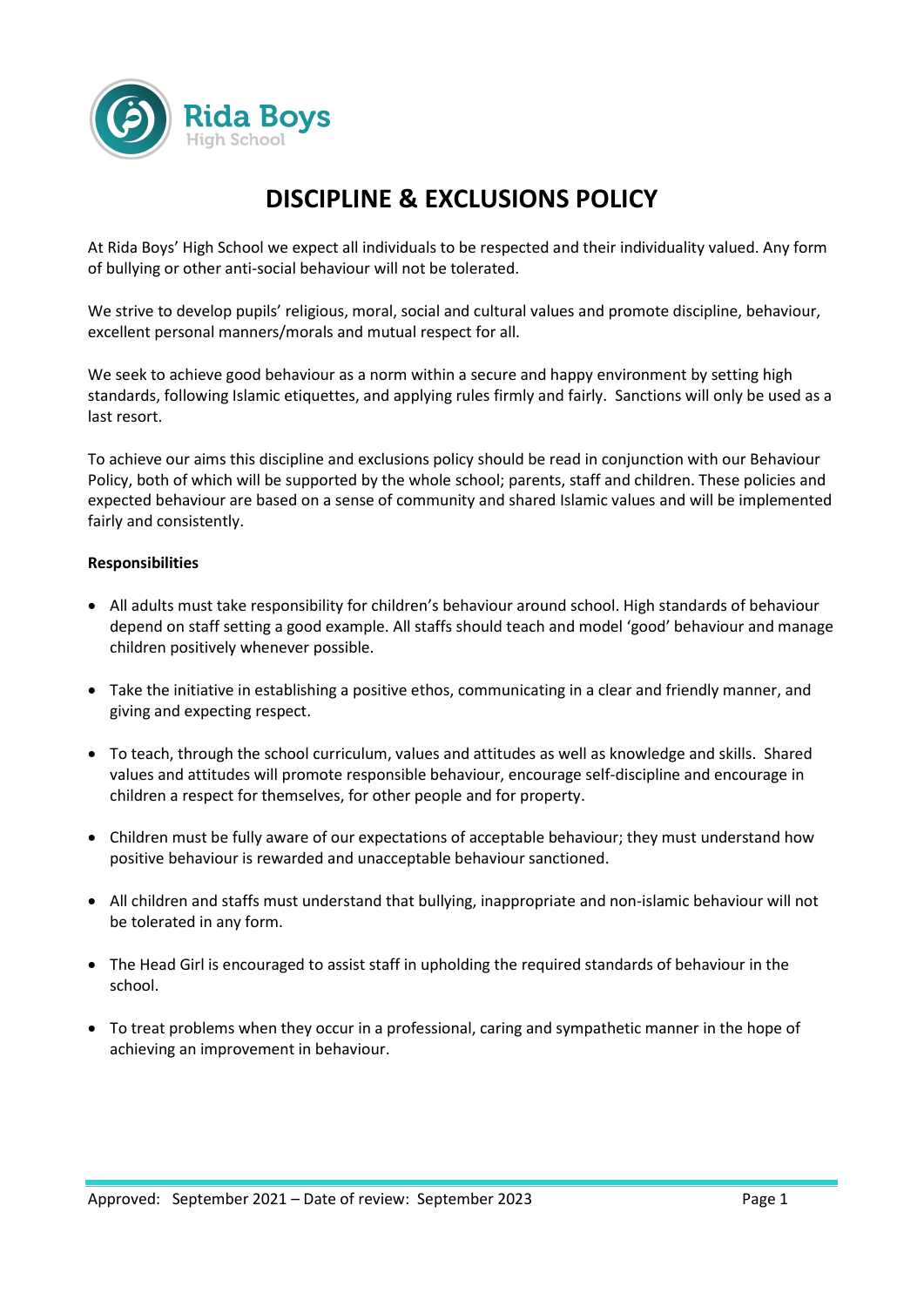Rida Boys
High School

# DISCIPLINE & EXCLUSIONS POLICY

At Rida Boys' High School we expect all individuals to be respected and their individuality valued. Any form of bullying or other anti-social behaviour will not be tolerated.

We strive to develop pupils' religious, moral, social and cultural values and promote discipline, behaviour, excellent personal manners/morals and mutual respect for all.

We seek to achieve good behaviour as a norm within a secure and happy environment by setting high standards, following Islamic etiquettes, and applying rules firmly and fairly. Sanctions will only be used as a last resort.

To achieve our aims this discipline and exclusions policy should be read in conjunction with our Behaviour Policy, both of which will be supported by the whole school; parents, staff and children. These policies and expected behaviour are based on a sense of community and shared Islamic values and will be implemented fairly and consistently.

**Responsibilities**

- All adults must take responsibility for children's behaviour around school. High standards of behaviour depend on staff setting a good example. All staffs should teach and model 'good' behaviour and manage children positively whenever possible.
- Take the initiative in establishing a positive ethos, communicating in a clear and friendly manner, and giving and expecting respect.
- To teach, through the school curriculum, values and attitudes as well as knowledge and skills. Shared values and attitudes will promote responsible behaviour, encourage self-discipline and encourage in children a respect for themselves, for other people and for property.
- Children must be fully aware of our expectations of acceptable behaviour; they must understand how positive behaviour is rewarded and unacceptable behaviour sanctioned.
- All children and staffs must understand that bullying, inappropriate and non-islamic behaviour will not be tolerated in any form.
- The Head Girl is encouraged to assist staff in upholding the required standards of behaviour in the school.
- To treat problems when they occur in a professional, caring and sympathetic manner in the hope of achieving an improvement in behaviour.

Approved: September 2021 – Date of review: September 2023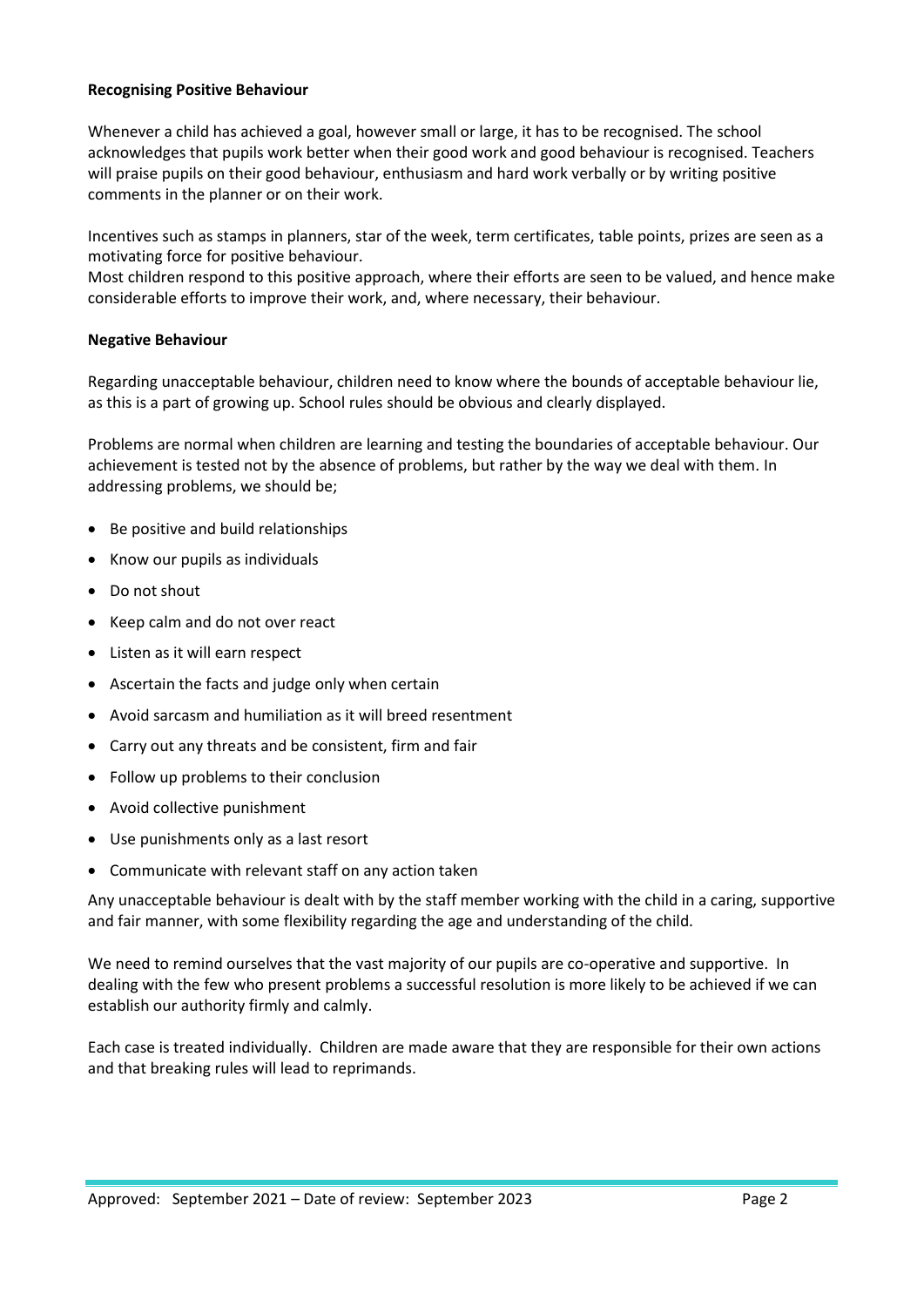**Recognising Positive Behaviour**

Whenever a child has achieved a goal, however small or large, it has to be recognised. The school acknowledges that pupils work better when their good work and good behaviour is recognised. Teachers will praise pupils on their good behaviour, enthusiasm and hard work verbally or by writing positive comments in the planner or on their work.

Incentives such as stamps in planners, star of the week, term certificates, table points, prizes are seen as a motivating force for positive behaviour.
Most children respond to this positive approach, where their efforts are seen to be valued, and hence make considerable efforts to improve their work, and, where necessary, their behaviour.

**Negative Behaviour**

Regarding unacceptable behaviour, children need to know where the bounds of acceptable behaviour lie, as this is a part of growing up. School rules should be obvious and clearly displayed.

Problems are normal when children are learning and testing the boundaries of acceptable behaviour. Our achievement is tested not by the absence of problems, but rather by the way we deal with them. In addressing problems, we should be;

- Be positive and build relationships
- Know our pupils as individuals
- Do not shout
- Keep calm and do not over react
- Listen as it will earn respect
- Ascertain the facts and judge only when certain
- Avoid sarcasm and humiliation as it will breed resentment
- Carry out any threats and be consistent, firm and fair
- Follow up problems to their conclusion
- Avoid collective punishment
- Use punishments only as a last resort
- Communicate with relevant staff on any action taken

Any unacceptable behaviour is dealt with by the staff member working with the child in a caring, supportive and fair manner, with some flexibility regarding the age and understanding of the child.

We need to remind ourselves that the vast majority of our pupils are co-operative and supportive. In dealing with the few who present problems a successful resolution is more likely to be achieved if we can establish our authority firmly and calmly.

Each case is treated individually. Children are made aware that they are responsible for their own actions and that breaking rules will lead to reprimands.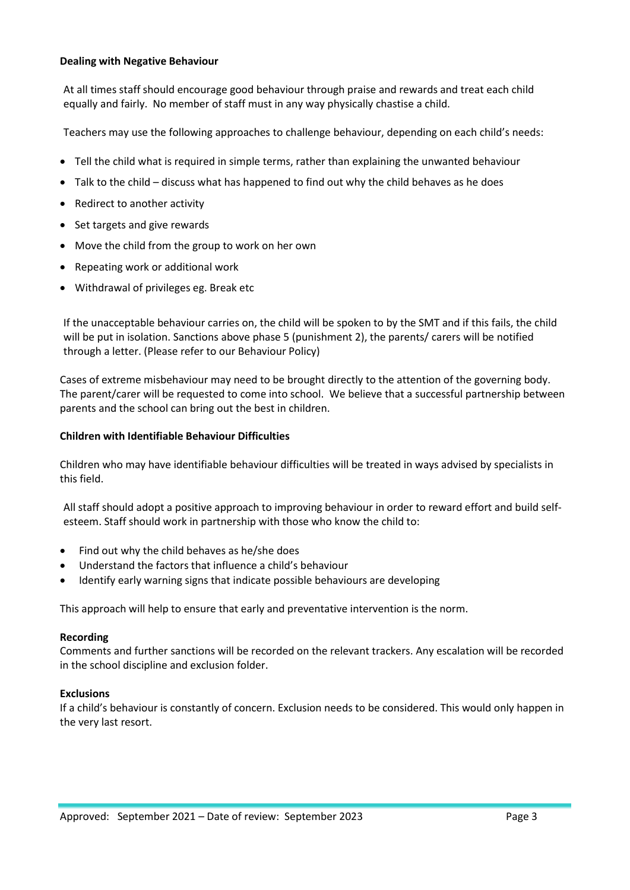**Dealing with Negative Behaviour**

At all times staff should encourage good behaviour through praise and rewards and treat each child equally and fairly. No member of staff must in any way physically chastise a child.

Teachers may use the following approaches to challenge behaviour, depending on each child's needs:

- Tell the child what is required in simple terms, rather than explaining the unwanted behaviour
- Talk to the child – discuss what has happened to find out why the child behaves as he does
- Redirect to another activity
- Set targets and give rewards
- Move the child from the group to work on her own
- Repeating work or additional work
- Withdrawal of privileges eg. Break etc

If the unacceptable behaviour carries on, the child will be spoken to by the SMT and if this fails, the child will be put in isolation. Sanctions above phase 5 (punishment 2), the parents/ carers will be notified through a letter. (Please refer to our Behaviour Policy)

Cases of extreme misbehaviour may need to be brought directly to the attention of the governing body. The parent/carer will be requested to come into school. We believe that a successful partnership between parents and the school can bring out the best in children.

**Children with Identifiable Behaviour Difficulties**

Children who may have identifiable behaviour difficulties will be treated in ways advised by specialists in this field.

All staff should adopt a positive approach to improving behaviour in order to reward effort and build self-esteem. Staff should work in partnership with those who know the child to:

- Find out why the child behaves as he/she does
- Understand the factors that influence a child's behaviour
- Identify early warning signs that indicate possible behaviours are developing

This approach will help to ensure that early and preventative intervention is the norm.

**Recording**

Comments and further sanctions will be recorded on the relevant trackers. Any escalation will be recorded in the school discipline and exclusion folder.

**Exclusions**

If a child's behaviour is constantly of concern. Exclusion needs to be considered. This would only happen in the very last resort.

Approved: September 2021 – Date of review: September 2023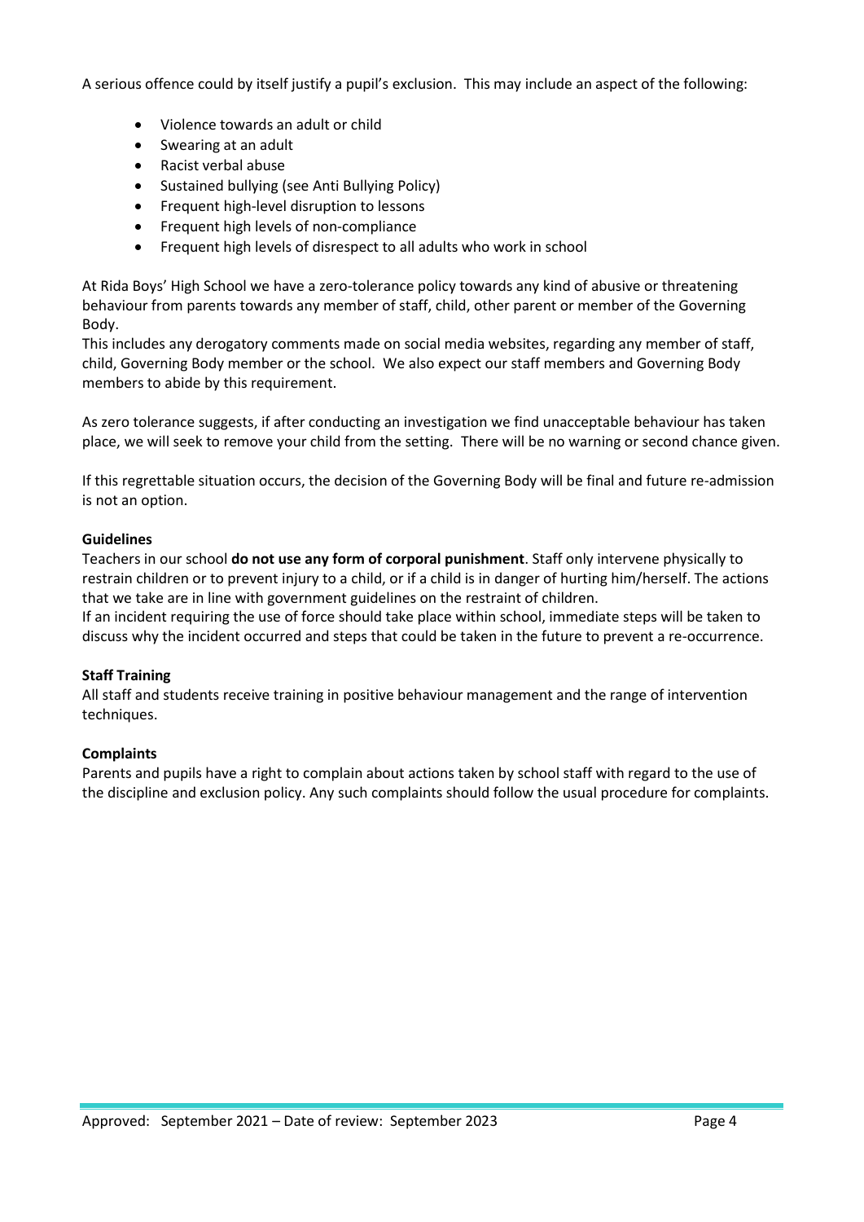A serious offence could by itself justify a pupil's exclusion. This may include an aspect of the following:

- Violence towards an adult or child
- Swearing at an adult
- Racist verbal abuse
- Sustained bullying (see Anti Bullying Policy)
- Frequent high-level disruption to lessons
- Frequent high levels of non-compliance
- Frequent high levels of disrespect to all adults who work in school

At Rida Boys' High School we have a zero-tolerance policy towards any kind of abusive or threatening behaviour from parents towards any member of staff, child, other parent or member of the Governing Body.
This includes any derogatory comments made on social media websites, regarding any member of staff, child, Governing Body member or the school. We also expect our staff members and Governing Body members to abide by this requirement.

As zero tolerance suggests, if after conducting an investigation we find unacceptable behaviour has taken place, we will seek to remove your child from the setting. There will be no warning or second chance given.

If this regrettable situation occurs, the decision of the Governing Body will be final and future re-admission is not an option.

**Guidelines**

Teachers in our school **do not use any form of corporal punishment**. Staff only intervene physically to restrain children or to prevent injury to a child, or if a child is in danger of hurting him/herself. The actions that we take are in line with government guidelines on the restraint of children.
If an incident requiring the use of force should take place within school, immediate steps will be taken to discuss why the incident occurred and steps that could be taken in the future to prevent a re-occurrence.

**Staff Training**

All staff and students receive training in positive behaviour management and the range of intervention techniques.

**Complaints**

Parents and pupils have a right to complain about actions taken by school staff with regard to the use of the discipline and exclusion policy. Any such complaints should follow the usual procedure for complaints.